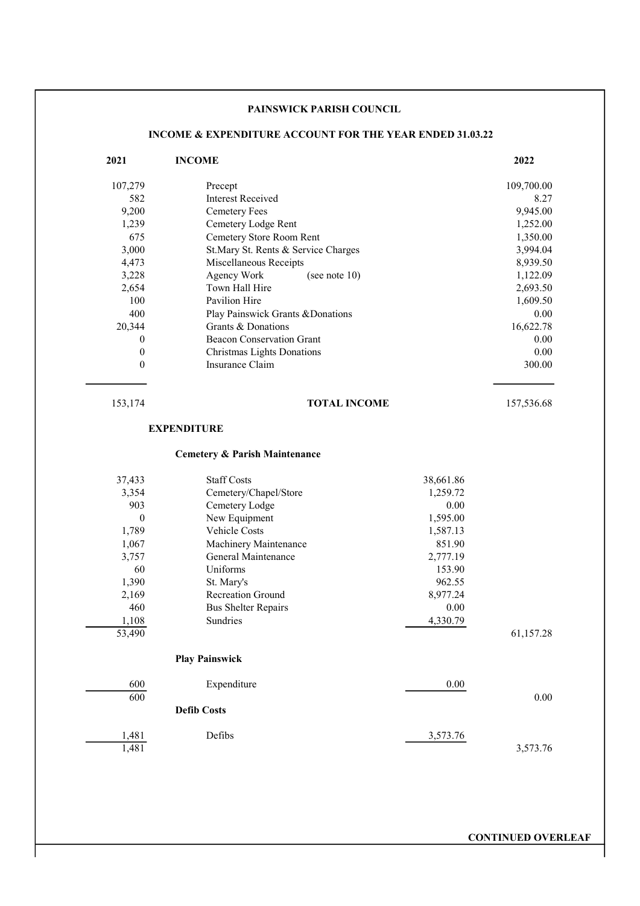**PAINSWICK PARISH COUNCIL**

**INCOME & EXPENDITURE ACCOUNT FOR THE YEAR ENDED 31.03.22**

| 2021 | INCOME | | 2022 |
|---|---|---|---|
| 107,279 | Precept | | 109,700.00 |
| 582 | Interest Received | | 8.27 |
| 9,200 | Cemetery Fees | | 9,945.00 |
| 1,239 | Cemetery Lodge Rent | | 1,252.00 |
| 675 | Cemetery Store Room Rent | | 1,350.00 |
| 3,000 | St.Mary St. Rents & Service Charges | | 3,994.04 |
| 4,473 | Miscellaneous Receipts | | 8,939.50 |
| 3,228 | Agency Work (see note 10) | | 1,122.09 |
| 2,654 | Town Hall Hire | | 2,693.50 |
| 100 | Pavilion Hire | | 1,609.50 |
| 400 | Play Painswick Grants &Donations | | 0.00 |
| 20,344 | Grants & Donations | | 16,622.78 |
| 0 | Beacon Conservation Grant | | 0.00 |
| 0 | Christmas Lights Donations | | 0.00 |
| 0 | Insurance Claim | | 300.00 |
| 153,174 | **TOTAL INCOME** | | 157,536.68 |
| | **EXPENDITURE** | | |
| | **Cemetery & Parish Maintenance** | | |
| 37,433 | Staff Costs | 38,661.86 | |
| 3,354 | Cemetery/Chapel/Store | 1,259.72 | |
| 903 | Cemetery Lodge | 0.00 | |
| 0 | New Equipment | 1,595.00 | |
| 1,789 | Vehicle Costs | 1,587.13 | |
| 1,067 | Machinery Maintenance | 851.90 | |
| 3,757 | General Maintenance | 2,777.19 | |
| 60 | Uniforms | 153.90 | |
| 1,390 | St. Mary's | 962.55 | |
| 2,169 | Recreation Ground | 8,977.24 | |
| 460 | Bus Shelter Repairs | 0.00 | |
| 1,108 | Sundries | 4,330.79 | |
| 53,490 | | | 61,157.28 |
| | **Play Painswick** | | |
| 600 | Expenditure | 0.00 | |
| 600 | | | 0.00 |
| | **Defib Costs** | | |
| 1,481 | Defibs | 3,573.76 | |
| 1,481 | | | 3,573.76 |

**CONTINUED OVERLEAF**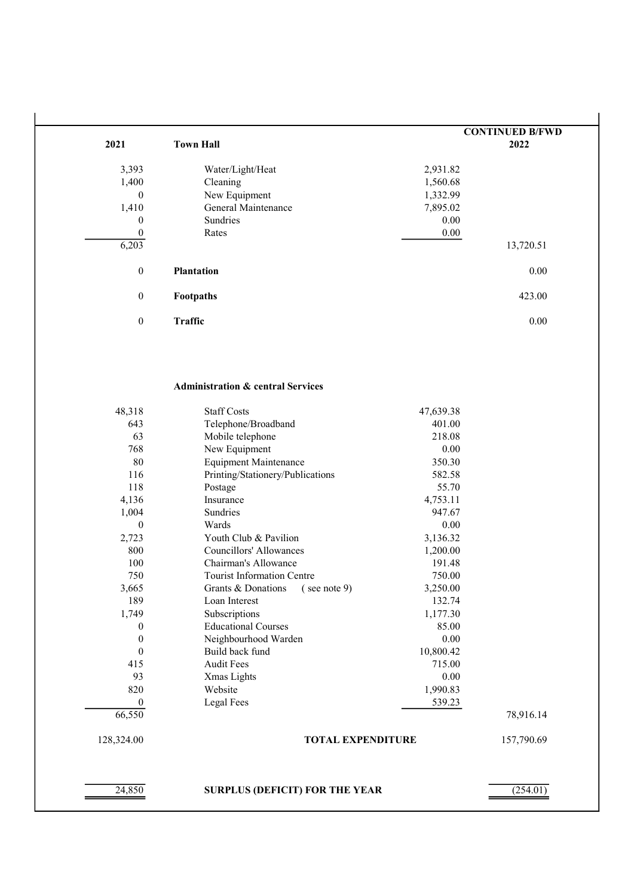| 2021 | Town Hall | | CONTINUED B/FWD 2022 |
|---|---|---|---|
| 3,393 | Water/Light/Heat | 2,931.82 | |
| 1,400 | Cleaning | 1,560.68 | |
| 0 | New Equipment | 1,332.99 | |
| 1,410 | General Maintenance | 7,895.02 | |
| 0 | Sundries | 0.00 | |
| 0 | Rates | 0.00 | |
| 6,203 | | | 13,720.51 |
| 0 | **Plantation** | | 0.00 |
| 0 | **Footpaths** | | 423.00 |
| 0 | **Traffic** | | 0.00 |
| | **Administration & central Services** | | |
| 48,318 | Staff Costs | 47,639.38 | |
| 643 | Telephone/Broadband | 401.00 | |
| 63 | Mobile telephone | 218.08 | |
| 768 | New Equipment | 0.00 | |
| 80 | Equipment Maintenance | 350.30 | |
| 116 | Printing/Stationery/Publications | 582.58 | |
| 118 | Postage | 55.70 | |
| 4,136 | Insurance | 4,753.11 | |
| 1,004 | Sundries | 947.67 | |
| 0 | Wards | 0.00 | |
| 2,723 | Youth Club & Pavilion | 3,136.32 | |
| 800 | Councillors' Allowances | 1,200.00 | |
| 100 | Chairman's Allowance | 191.48 | |
| 750 | Tourist Information Centre | 750.00 | |
| 3,665 | Grants & Donations ( see note 9) | 3,250.00 | |
| 189 | Loan Interest | 132.74 | |
| 1,749 | Subscriptions | 1,177.30 | |
| 0 | Educational Courses | 85.00 | |
| 0 | Neighbourhood Warden | 0.00 | |
| 0 | Build back fund | 10,800.42 | |
| 415 | Audit Fees | 715.00 | |
| 93 | Xmas Lights | 0.00 | |
| 820 | Website | 1,990.83 | |
| 0 | Legal Fees | 539.23 | |
| 66,550 | | | 78,916.14 |
| 128,324.00 | **TOTAL EXPENDITURE** | | 157,790.69 |
| 24,850 | **SURPLUS (DEFICIT) FOR THE YEAR** | | (254.01) |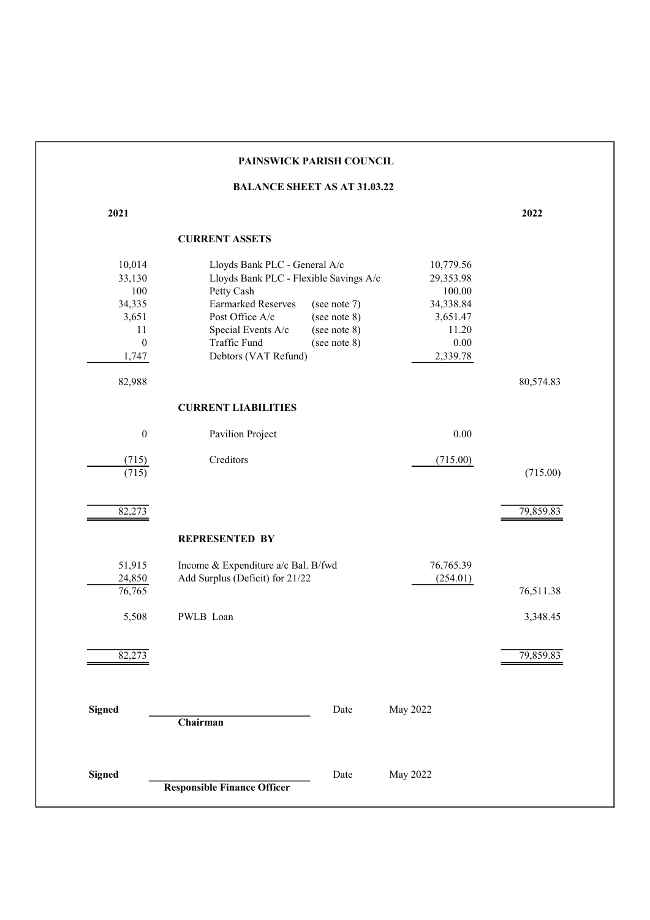# PAINSWICK PARISH COUNCIL

## BALANCE SHEET AS AT 31.03.22

| 2021 | | | | 2022 |
|---|---|---|---|---|
| | **CURRENT ASSETS** | | | |
| 10,014 | Lloyds Bank PLC - General A/c | | 10,779.56 | |
| 33,130 | Lloyds Bank PLC - Flexible Savings A/c | | 29,353.98 | |
| 100 | Petty Cash | | 100.00 | |
| 34,335 | Earmarked Reserves | (see note 7) | 34,338.84 | |
| 3,651 | Post Office A/c | (see note 8) | 3,651.47 | |
| 11 | Special Events A/c | (see note 8) | 11.20 | |
| 0 | Traffic Fund | (see note 8) | 0.00 | |
| 1,747 | Debtors (VAT Refund) | | 2,339.78 | |
| 82,988 | | | | 80,574.83 |
| | **CURRENT LIABILITIES** | | | |
| 0 | Pavilion Project | | 0.00 | |
| (715) | Creditors | | (715.00) | |
| (715) | | | | (715.00) |
| 82,273 | | | | 79,859.83 |
| | **REPRESENTED BY** | | | |
| 51,915 | Income & Expenditure a/c Bal. B/fwd | | 76,765.39 | |
| 24,850 | Add Surplus (Deficit) for 21/22 | | (254.01) | |
| 76,765 | | | | 76,511.38 |
| 5,508 | PWLB Loan | | | 3,348.45 |
| 82,273 | | | | 79,859.83 |

**Signed** \_\_\_\_\_\_\_\_\_\_\_\_\_\_\_\_\_\_\_\_\_\_\_\_ Date May 2022
**Chairman**

**Signed** \_\_\_\_\_\_\_\_\_\_\_\_\_\_\_\_\_\_\_\_\_\_\_\_ Date May 2022
**Responsible Finance Officer**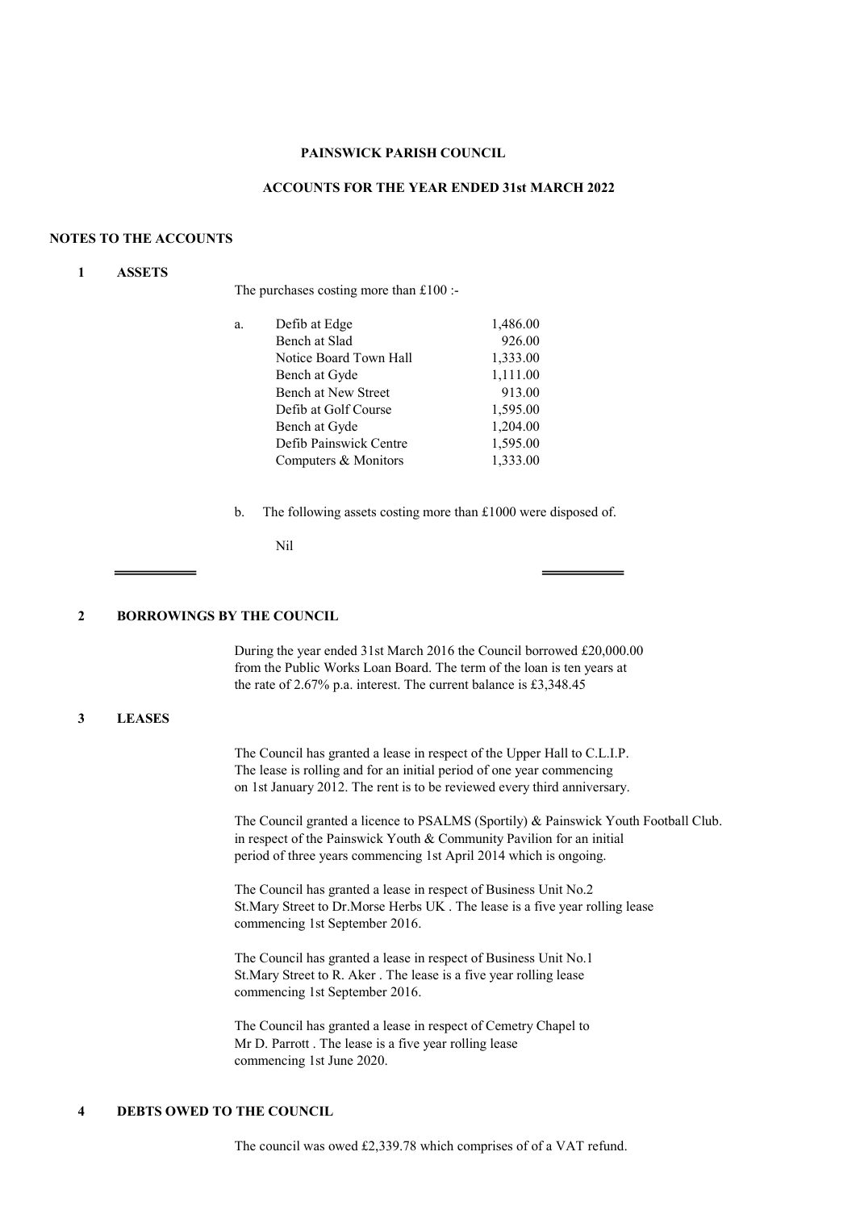**PAINSWICK PARISH COUNCIL**

**ACCOUNTS FOR THE YEAR ENDED 31st MARCH 2022**

## NOTES TO THE ACCOUNTS

### 1 ASSETS

The purchases costing more than £100 :-

a.

| Item | Amount |
|---|---|
| Defib at Edge | 1,486.00 |
| Bench at Slad | 926.00 |
| Notice Board Town Hall | 1,333.00 |
| Bench at Gyde | 1,111.00 |
| Bench at New Street | 913.00 |
| Defib at Golf Course | 1,595.00 |
| Bench at Gyde | 1,204.00 |
| Defib Painswick Centre | 1,595.00 |
| Computers & Monitors | 1,333.00 |

b. The following assets costing more than £1000 were disposed of.

Nil

### 2 BORROWINGS BY THE COUNCIL

During the year ended 31st March 2016 the Council borrowed £20,000.00 from the Public Works Loan Board. The term of the loan is ten years at the rate of 2.67% p.a. interest. The current balance is £3,348.45

### 3 LEASES

The Council has granted a lease in respect of the Upper Hall to C.L.I.P. The lease is rolling and for an initial period of one year commencing on 1st January 2012. The rent is to be reviewed every third anniversary.

The Council granted a licence to PSALMS (Sportily) & Painswick Youth Football Club. in respect of the Painswick Youth & Community Pavilion for an initial period of three years commencing 1st April 2014 which is ongoing.

The Council has granted a lease in respect of Business Unit No.2 St.Mary Street to Dr.Morse Herbs UK . The lease is a five year rolling lease commencing 1st September 2016.

The Council has granted a lease in respect of Business Unit No.1 St.Mary Street to R. Aker . The lease is a five year rolling lease commencing 1st September 2016.

The Council has granted a lease in respect of Cemetery Chapel to Mr D. Parrott . The lease is a five year rolling lease commencing 1st June 2020.

### 4 DEBTS OWED TO THE COUNCIL

The council was owed £2,339.78 which comprises of of a VAT refund.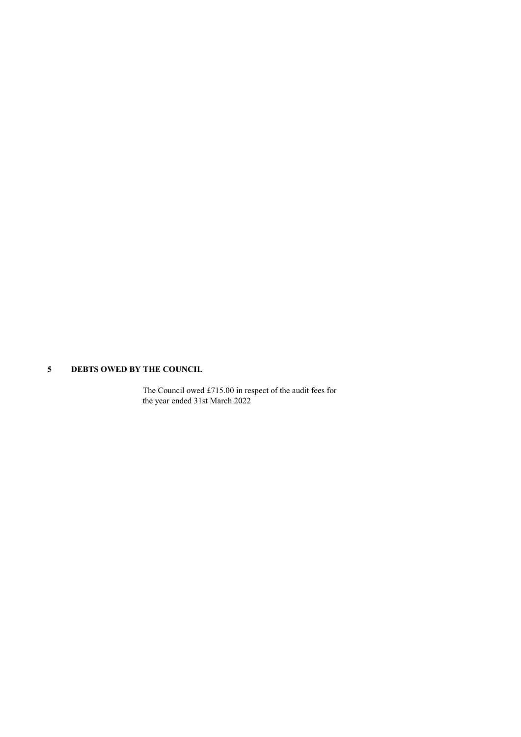## 5 DEBTS OWED BY THE COUNCIL

The Council owed £715.00 in respect of the audit fees for the year ended 31st March 2022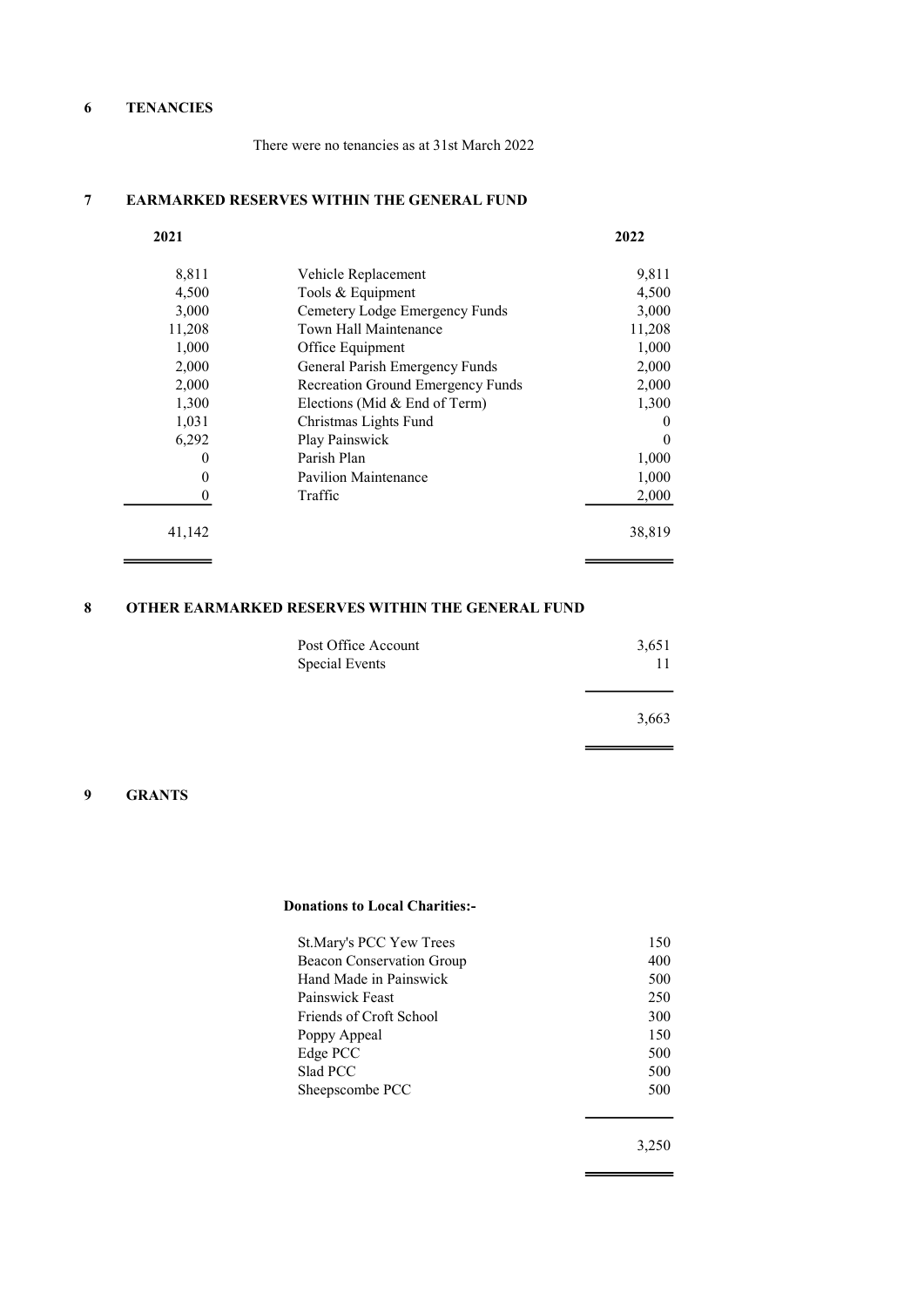## 6 TENANCIES

There were no tenancies as at 31st March 2022

## 7 EARMARKED RESERVES WITHIN THE GENERAL FUND

| 2021 | | 2022 |
|---|---|---|
| 8,811 | Vehicle Replacement | 9,811 |
| 4,500 | Tools & Equipment | 4,500 |
| 3,000 | Cemetery Lodge Emergency Funds | 3,000 |
| 11,208 | Town Hall Maintenance | 11,208 |
| 1,000 | Office Equipment | 1,000 |
| 2,000 | General Parish Emergency Funds | 2,000 |
| 2,000 | Recreation Ground Emergency Funds | 2,000 |
| 1,300 | Elections (Mid & End of Term) | 1,300 |
| 1,031 | Christmas Lights Fund | 0 |
| 6,292 | Play Painswick | 0 |
| 0 | Parish Plan | 1,000 |
| 0 | Pavilion Maintenance | 1,000 |
| 0 | Traffic | 2,000 |
| 41,142 | | 38,819 |

## 8 OTHER EARMARKED RESERVES WITHIN THE GENERAL FUND

| | |
|---|---|
| Post Office Account | 3,651 |
| Special Events | 11 |
| | 3,663 |

## 9 GRANTS

**Donations to Local Charities:-**

| | |
|---|---|
| St.Mary's PCC Yew Trees | 150 |
| Beacon Conservation Group | 400 |
| Hand Made in Painswick | 500 |
| Painswick Feast | 250 |
| Friends of Croft School | 300 |
| Poppy Appeal | 150 |
| Edge PCC | 500 |
| Slad PCC | 500 |
| Sheepscombe PCC | 500 |
| | 3,250 |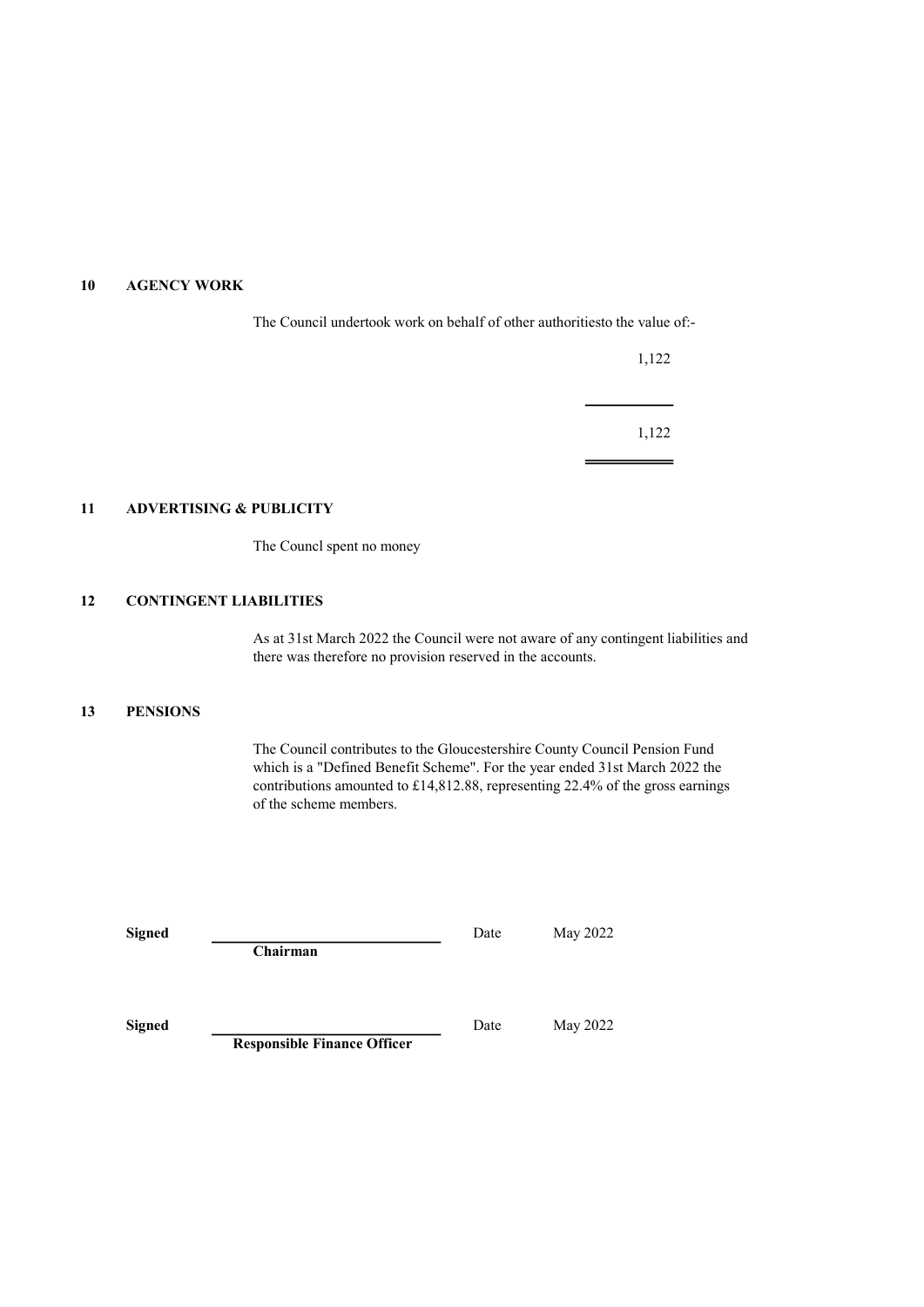## 10 AGENCY WORK

The Council undertook work on behalf of other authoritiesto the value of:-

| | |
|---|---|
| | 1,122 |
| | 1,122 |

## 11 ADVERTISING & PUBLICITY

The Councl spent no money

## 12 CONTINGENT LIABILITIES

As at 31st March 2022 the Council were not aware of any contingent liabilities and there was therefore no provision reserved in the accounts.

## 13 PENSIONS

The Council contributes to the Gloucestershire County Council Pension Fund which is a "Defined Benefit Scheme". For the year ended 31st March 2022 the contributions amounted to £14,812.88, representing 22.4% of the gross earnings of the scheme members.

**Signed** ______________________________ Date May 2022
**Chairman**

**Signed** ______________________________ Date May 2022
**Responsible Finance Officer**